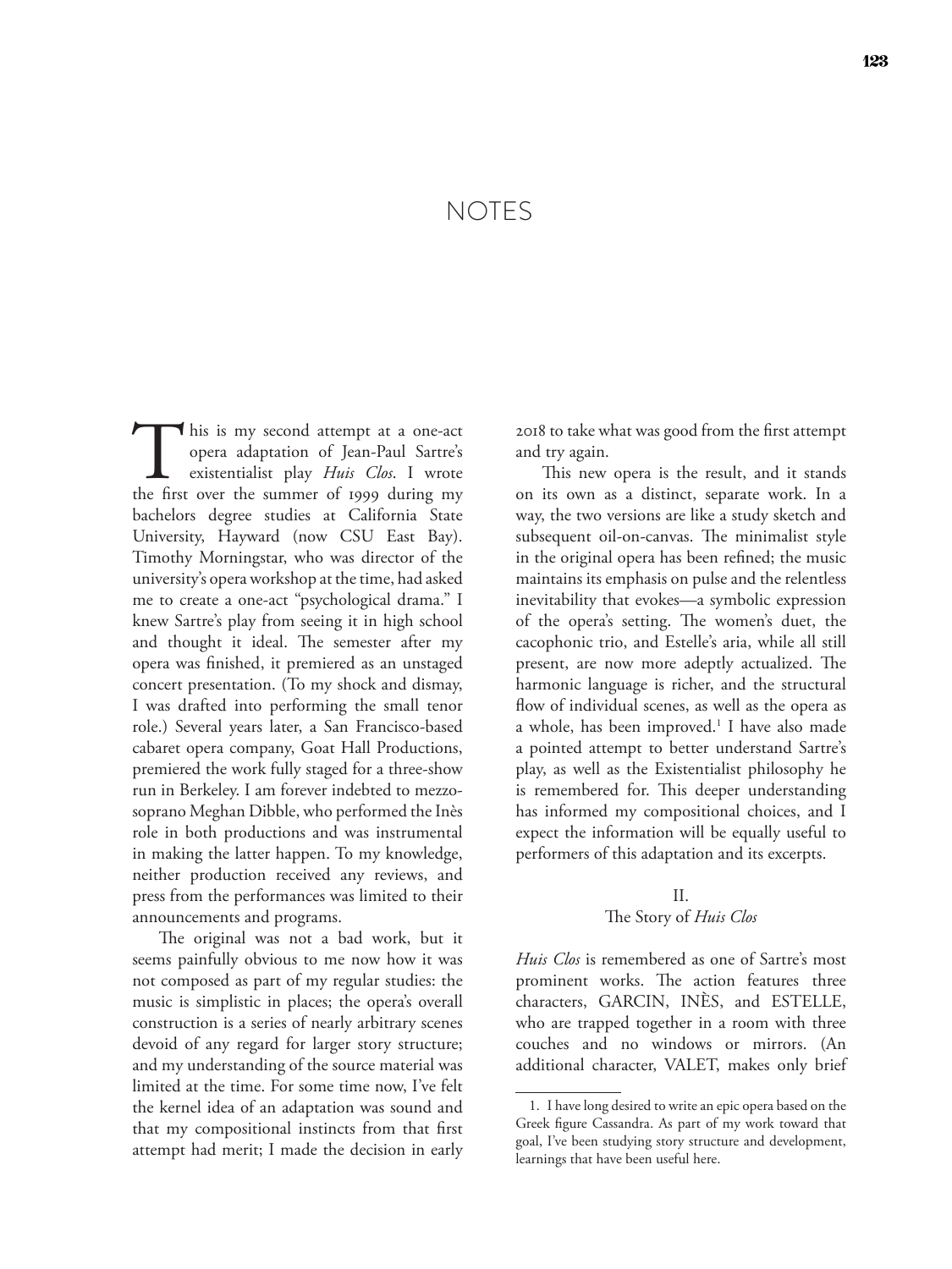# NOTES

This is my second attempt at a one-act opera adaptation of Jean-Paul Sartre's existentialist play *Huis Clos*. I wrote the first over the summer of 1999 during my bachelors degree studies at California State University, Hayward (now CSU East Bay). Timothy Morningstar, who was director of the university's opera workshop at the time, had asked me to create a one-act "psychological drama." I knew Sartre's play from seeing it in high school and thought it ideal. The semester after my opera was finished, it premiered as an unstaged concert presentation. (To my shock and dismay, I was drafted into performing the small tenor role.) Several years later, a San Francisco-based cabaret opera company, Goat Hall Productions, premiered the work fully staged for a three-show run in Berkeley. I am forever indebted to mezzo-soprano Meghan Dibble, who performed the Inès role in both productions and was instrumental in making the latter happen. To my knowledge, neither production received any reviews, and press from the performances was limited to their announcements and programs.

The original was not a bad work, but it seems painfully obvious to me now how it was not composed as part of my regular studies: the music is simplistic in places; the opera's overall construction is a series of nearly arbitrary scenes devoid of any regard for larger story structure; and my understanding of the source material was limited at the time. For some time now, I've felt the kernel idea of an adaptation was sound and that my compositional instincts from that first attempt had merit; I made the decision in early 2018 to take what was good from the first attempt and try again.

This new opera is the result, and it stands on its own as a distinct, separate work. In a way, the two versions are like a study sketch and subsequent oil-on-canvas. The minimalist style in the original opera has been refined; the music maintains its emphasis on pulse and the relentless inevitability that evokes—a symbolic expression of the opera's setting. The women's duet, the cacophonic trio, and Estelle's aria, while all still present, are now more adeptly actualized. The harmonic language is richer, and the structural flow of individual scenes, as well as the opera as a whole, has been improved.[1] I have also made a pointed attempt to better understand Sartre's play, as well as the Existentialist philosophy he is remembered for. This deeper understanding has informed my compositional choices, and I expect the information will be equally useful to performers of this adaptation and its excerpts.

## II.
## The Story of *Huis Clos*

*Huis Clos* is remembered as one of Sartre's most prominent works. The action features three characters, GARCIN, INÈS, and ESTELLE, who are trapped together in a room with three couches and no windows or mirrors. (An additional character, VALET, makes only brief

1. I have long desired to write an epic opera based on the Greek figure Cassandra. As part of my work toward that goal, I've been studying story structure and development, learnings that have been useful here.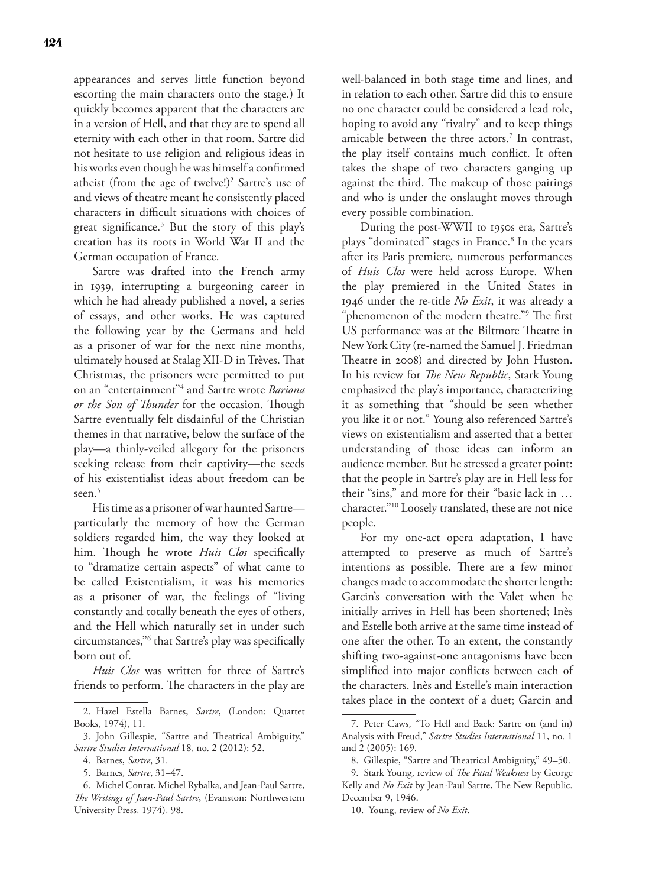appearances and serves little function beyond escorting the main characters onto the stage.) It quickly becomes apparent that the characters are in a version of Hell, and that they are to spend all eternity with each other in that room. Sartre did not hesitate to use religion and religious ideas in his works even though he was himself a confirmed atheist (from the age of twelve!)[2] Sartre's use of and views of theatre meant he consistently placed characters in difficult situations with choices of great significance.[3] But the story of this play's creation has its roots in World War II and the German occupation of France.

Sartre was drafted into the French army in 1939, interrupting a burgeoning career in which he had already published a novel, a series of essays, and other works. He was captured the following year by the Germans and held as a prisoner of war for the next nine months, ultimately housed at Stalag XII-D in Trèves. That Christmas, the prisoners were permitted to put on an "entertainment"[4] and Sartre wrote *Bariona or the Son of Thunder* for the occasion. Though Sartre eventually felt disdainful of the Christian themes in that narrative, below the surface of the play—a thinly-veiled allegory for the prisoners seeking release from their captivity—the seeds of his existentialist ideas about freedom can be seen.[5]

His time as a prisoner of war haunted Sartre—particularly the memory of how the German soldiers regarded him, the way they looked at him. Though he wrote *Huis Clos* specifically to "dramatize certain aspects" of what came to be called Existentialism, it was his memories as a prisoner of war, the feelings of "living constantly and totally beneath the eyes of others, and the Hell which naturally set in under such circumstances,"[6] that Sartre's play was specifically born out of.

*Huis Clos* was written for three of Sartre's friends to perform. The characters in the play are well-balanced in both stage time and lines, and in relation to each other. Sartre did this to ensure no one character could be considered a lead role, hoping to avoid any "rivalry" and to keep things amicable between the three actors.[7] In contrast, the play itself contains much conflict. It often takes the shape of two characters ganging up against the third. The makeup of those pairings and who is under the onslaught moves through every possible combination.

During the post-WWII to 1950s era, Sartre's plays "dominated" stages in France.[8] In the years after its Paris premiere, numerous performances of *Huis Clos* were held across Europe. When the play premiered in the United States in 1946 under the re-title *No Exit*, it was already a "phenomenon of the modern theatre."[9] The first US performance was at the Biltmore Theatre in New York City (re-named the Samuel J. Friedman Theatre in 2008) and directed by John Huston. In his review for *The New Republic*, Stark Young emphasized the play's importance, characterizing it as something that "should be seen whether you like it or not." Young also referenced Sartre's views on existentialism and asserted that a better understanding of those ideas can inform an audience member. But he stressed a greater point: that the people in Sartre's play are in Hell less for their "sins," and more for their "basic lack in … character."[10] Loosely translated, these are not nice people.

For my one-act opera adaptation, I have attempted to preserve as much of Sartre's intentions as possible. There are a few minor changes made to accommodate the shorter length: Garcin's conversation with the Valet when he initially arrives in Hell has been shortened; Inès and Estelle both arrive at the same time instead of one after the other. To an extent, the constantly shifting two-against-one antagonisms have been simplified into major conflicts between each of the characters. Inès and Estelle's main interaction takes place in the context of a duet; Garcin and

---

2. Hazel Estella Barnes, *Sartre*, (London: Quartet Books, 1974), 11.

3. John Gillespie, "Sartre and Theatrical Ambiguity," *Sartre Studies International* 18, no. 2 (2012): 52.

4. Barnes, *Sartre*, 31.

5. Barnes, *Sartre*, 31–47.

6. Michel Contat, Michel Rybalka, and Jean-Paul Sartre, *The Writings of Jean-Paul Sartre*, (Evanston: Northwestern University Press, 1974), 98.

7. Peter Caws, "To Hell and Back: Sartre on (and in) Analysis with Freud," *Sartre Studies International* 11, no. 1 and 2 (2005): 169.

8. Gillespie, "Sartre and Theatrical Ambiguity," 49–50.

9. Stark Young, review of *The Fatal Weakness* by George Kelly and *No Exit* by Jean-Paul Sartre, The New Republic. December 9, 1946.

10. Young, review of *No Exit*.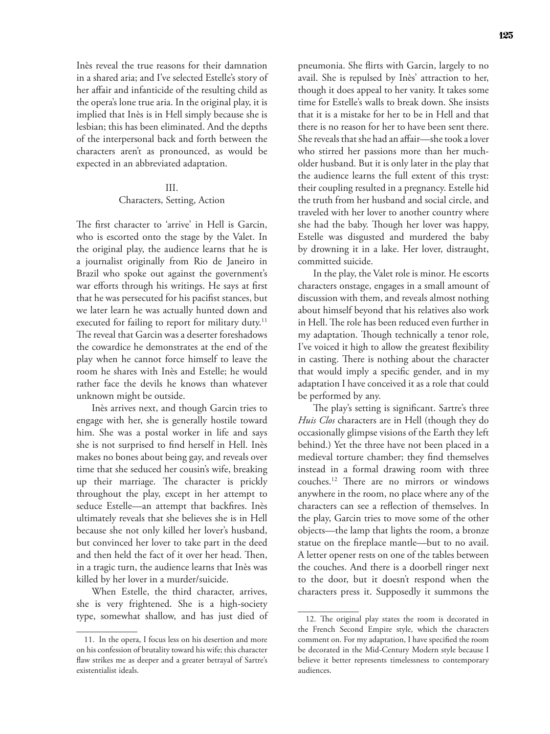Inès reveal the true reasons for their damnation in a shared aria; and I've selected Estelle's story of her affair and infanticide of the resulting child as the opera's lone true aria. In the original play, it is implied that Inès is in Hell simply because she is lesbian; this has been eliminated. And the depths of the interpersonal back and forth between the characters aren't as pronounced, as would be expected in an abbreviated adaptation.

## III.
## Characters, Setting, Action

The first character to 'arrive' in Hell is Garcin, who is escorted onto the stage by the Valet. In the original play, the audience learns that he is a journalist originally from Rio de Janeiro in Brazil who spoke out against the government's war efforts through his writings. He says at first that he was persecuted for his pacifist stances, but we later learn he was actually hunted down and executed for failing to report for military duty.[11] The reveal that Garcin was a deserter foreshadows the cowardice he demonstrates at the end of the play when he cannot force himself to leave the room he shares with Inès and Estelle; he would rather face the devils he knows than whatever unknown might be outside.

Inès arrives next, and though Garcin tries to engage with her, she is generally hostile toward him. She was a postal worker in life and says she is not surprised to find herself in Hell. Inès makes no bones about being gay, and reveals over time that she seduced her cousin's wife, breaking up their marriage. The character is prickly throughout the play, except in her attempt to seduce Estelle—an attempt that backfires. Inès ultimately reveals that she believes she is in Hell because she not only killed her lover's husband, but convinced her lover to take part in the deed and then held the fact of it over her head. Then, in a tragic turn, the audience learns that Inès was killed by her lover in a murder/suicide.

When Estelle, the third character, arrives, she is very frightened. She is a high-society type, somewhat shallow, and has just died of pneumonia. She flirts with Garcin, largely to no avail. She is repulsed by Inès' attraction to her, though it does appeal to her vanity. It takes some time for Estelle's walls to break down. She insists that it is a mistake for her to be in Hell and that there is no reason for her to have been sent there. She reveals that she had an affair—she took a lover who stirred her passions more than her much-older husband. But it is only later in the play that the audience learns the full extent of this tryst: their coupling resulted in a pregnancy. Estelle hid the truth from her husband and social circle, and traveled with her lover to another country where she had the baby. Though her lover was happy, Estelle was disgusted and murdered the baby by drowning it in a lake. Her lover, distraught, committed suicide.

In the play, the Valet role is minor. He escorts characters onstage, engages in a small amount of discussion with them, and reveals almost nothing about himself beyond that his relatives also work in Hell. The role has been reduced even further in my adaptation. Though technically a tenor role, I've voiced it high to allow the greatest flexibility in casting. There is nothing about the character that would imply a specific gender, and in my adaptation I have conceived it as a role that could be performed by any.

The play's setting is significant. Sartre's three *Huis Clos* characters are in Hell (though they do occasionally glimpse visions of the Earth they left behind.) Yet the three have not been placed in a medieval torture chamber; they find themselves instead in a formal drawing room with three couches.[12] There are no mirrors or windows anywhere in the room, no place where any of the characters can see a reflection of themselves. In the play, Garcin tries to move some of the other objects—the lamp that lights the room, a bronze statue on the fireplace mantle—but to no avail. A letter opener rests on one of the tables between the couches. And there is a doorbell ringer next to the door, but it doesn't respond when the characters press it. Supposedly it summons the

---

11. In the opera, I focus less on his desertion and more on his confession of brutality toward his wife; this character flaw strikes me as deeper and a greater betrayal of Sartre's existentialist ideals.

12. The original play states the room is decorated in the French Second Empire style, which the characters comment on. For my adaptation, I have specified the room be decorated in the Mid-Century Modern style because I believe it better represents timelessness to contemporary audiences.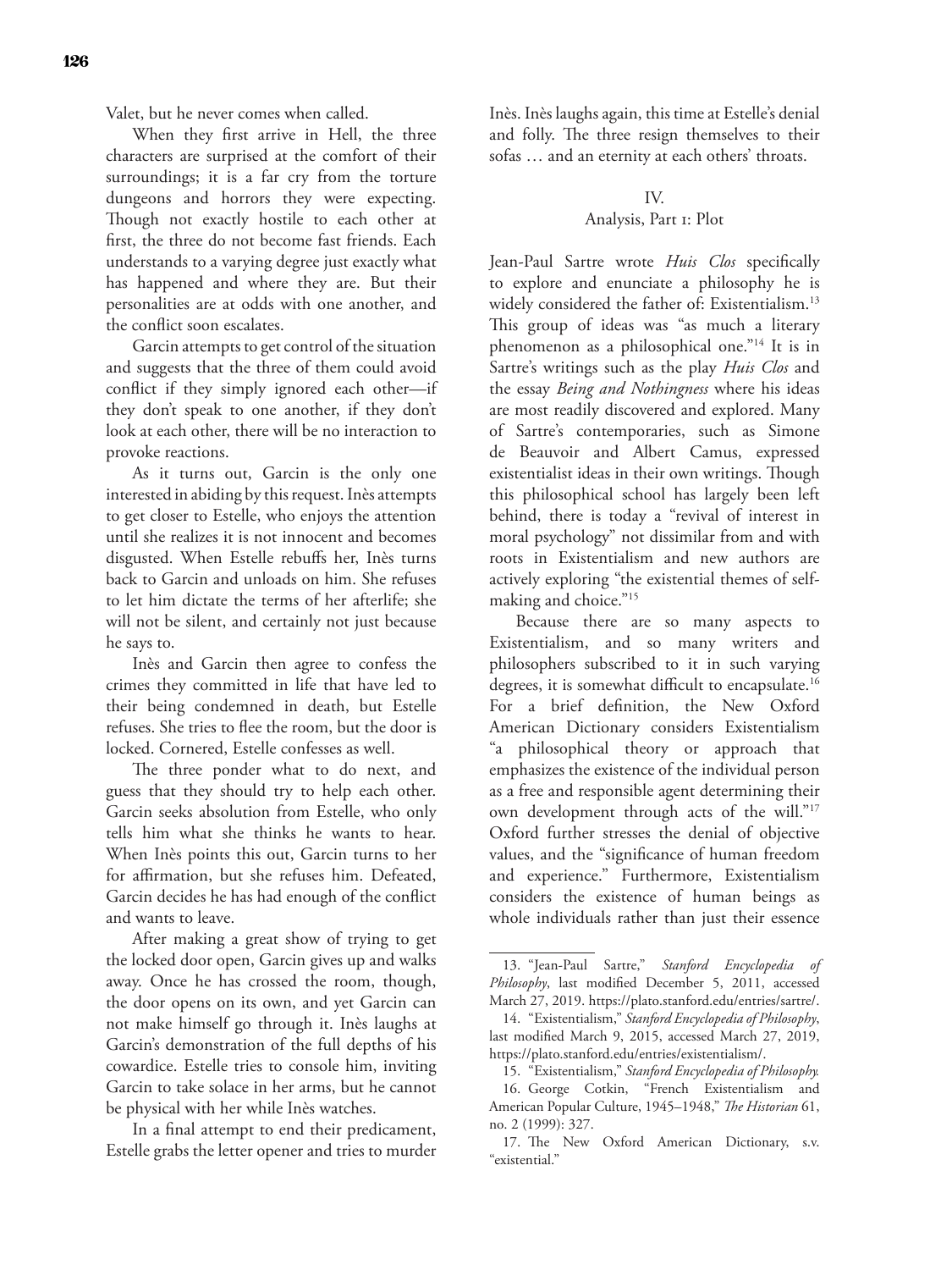Valet, but he never comes when called.

When they first arrive in Hell, the three characters are surprised at the comfort of their surroundings; it is a far cry from the torture dungeons and horrors they were expecting. Though not exactly hostile to each other at first, the three do not become fast friends. Each understands to a varying degree just exactly what has happened and where they are. But their personalities are at odds with one another, and the conflict soon escalates.

Garcin attempts to get control of the situation and suggests that the three of them could avoid conflict if they simply ignored each other—if they don't speak to one another, if they don't look at each other, there will be no interaction to provoke reactions.

As it turns out, Garcin is the only one interested in abiding by this request. Inès attempts to get closer to Estelle, who enjoys the attention until she realizes it is not innocent and becomes disgusted. When Estelle rebuffs her, Inès turns back to Garcin and unloads on him. She refuses to let him dictate the terms of her afterlife; she will not be silent, and certainly not just because he says to.

Inès and Garcin then agree to confess the crimes they committed in life that have led to their being condemned in death, but Estelle refuses. She tries to flee the room, but the door is locked. Cornered, Estelle confesses as well.

The three ponder what to do next, and guess that they should try to help each other. Garcin seeks absolution from Estelle, who only tells him what she thinks he wants to hear. When Inès points this out, Garcin turns to her for affirmation, but she refuses him. Defeated, Garcin decides he has had enough of the conflict and wants to leave.

After making a great show of trying to get the locked door open, Garcin gives up and walks away. Once he has crossed the room, though, the door opens on its own, and yet Garcin can not make himself go through it. Inès laughs at Garcin's demonstration of the full depths of his cowardice. Estelle tries to console him, inviting Garcin to take solace in her arms, but he cannot be physical with her while Inès watches.

In a final attempt to end their predicament, Estelle grabs the letter opener and tries to murder Inès. Inès laughs again, this time at Estelle's denial and folly. The three resign themselves to their sofas … and an eternity at each others' throats.

## IV.
## Analysis, Part 1: Plot

Jean-Paul Sartre wrote *Huis Clos* specifically to explore and enunciate a philosophy he is widely considered the father of: Existentialism.[13] This group of ideas was "as much a literary phenomenon as a philosophical one."[14] It is in Sartre's writings such as the play *Huis Clos* and the essay *Being and Nothingness* where his ideas are most readily discovered and explored. Many of Sartre's contemporaries, such as Simone de Beauvoir and Albert Camus, expressed existentialist ideas in their own writings. Though this philosophical school has largely been left behind, there is today a "revival of interest in moral psychology" not dissimilar from and with roots in Existentialism and new authors are actively exploring "the existential themes of self-making and choice."[15]

Because there are so many aspects to Existentialism, and so many writers and philosophers subscribed to it in such varying degrees, it is somewhat difficult to encapsulate.[16] For a brief definition, the New Oxford American Dictionary considers Existentialism "a philosophical theory or approach that emphasizes the existence of the individual person as a free and responsible agent determining their own development through acts of the will."[17] Oxford further stresses the denial of objective values, and the "significance of human freedom and experience." Furthermore, Existentialism considers the existence of human beings as whole individuals rather than just their essence

---

13. "Jean-Paul Sartre," *Stanford Encyclopedia of Philosophy*, last modified December 5, 2011, accessed March 27, 2019. https://plato.stanford.edu/entries/sartre/.

14. "Existentialism," *Stanford Encyclopedia of Philosophy*, last modified March 9, 2015, accessed March 27, 2019, https://plato.stanford.edu/entries/existentialism/.

15. "Existentialism," *Stanford Encyclopedia of Philosophy.*

16. George Cotkin, "French Existentialism and American Popular Culture, 1945–1948," *The Historian* 61, no. 2 (1999): 327.

17. The New Oxford American Dictionary, s.v. "existential."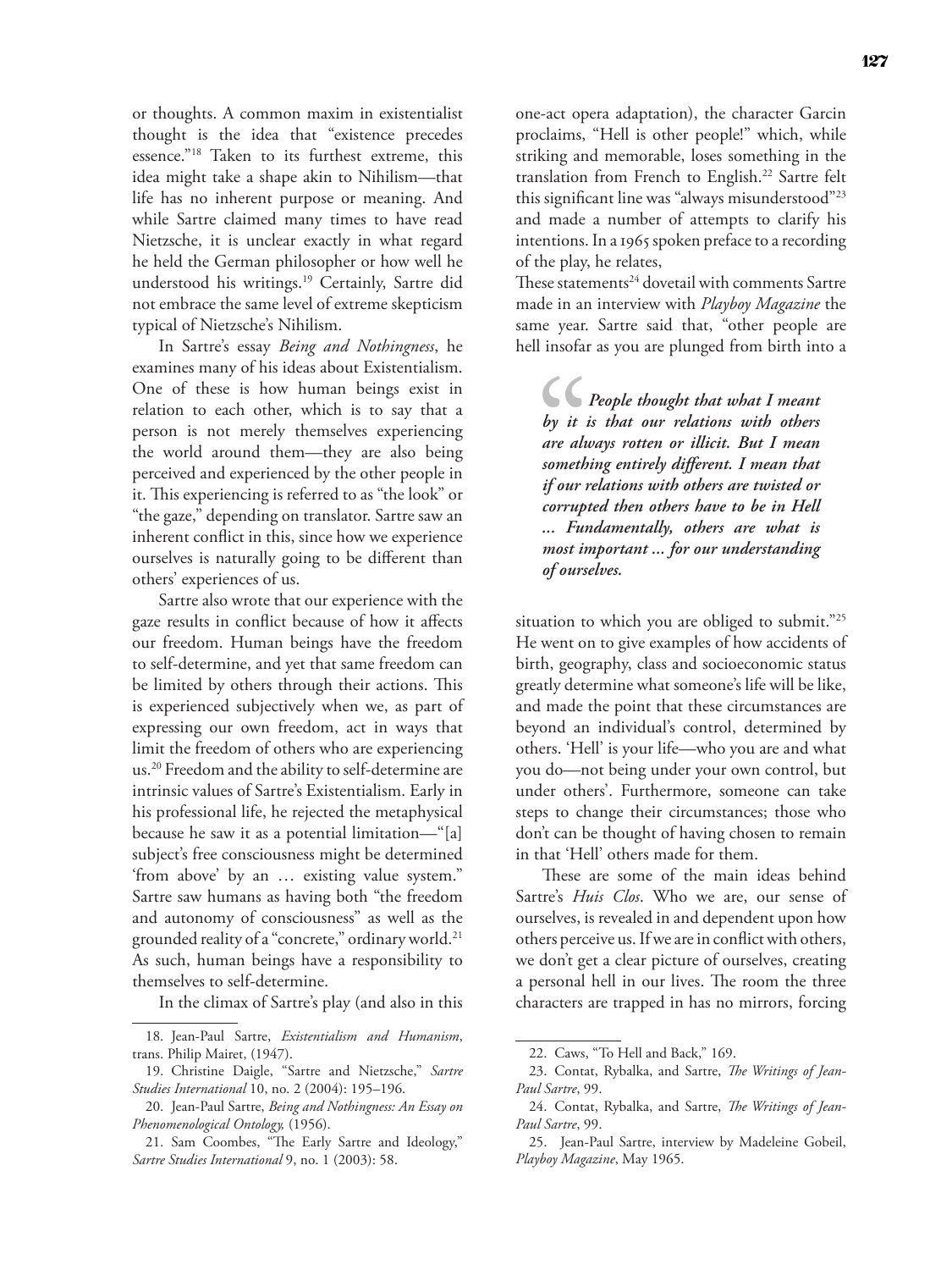or thoughts. A common maxim in existentialist thought is the idea that "existence precedes essence."[18] Taken to its furthest extreme, this idea might take a shape akin to Nihilism—that life has no inherent purpose or meaning. And while Sartre claimed many times to have read Nietzsche, it is unclear exactly in what regard he held the German philosopher or how well he understood his writings.[19] Certainly, Sartre did not embrace the same level of extreme skepticism typical of Nietzsche's Nihilism.

In Sartre's essay *Being and Nothingness*, he examines many of his ideas about Existentialism. One of these is how human beings exist in relation to each other, which is to say that a person is not merely themselves experiencing the world around them—they are also being perceived and experienced by the other people in it. This experiencing is referred to as "the look" or "the gaze," depending on translator. Sartre saw an inherent conflict in this, since how we experience ourselves is naturally going to be different than others' experiences of us.

Sartre also wrote that our experience with the gaze results in conflict because of how it affects our freedom. Human beings have the freedom to self-determine, and yet that same freedom can be limited by others through their actions. This is experienced subjectively when we, as part of expressing our own freedom, act in ways that limit the freedom of others who are experiencing us.[20] Freedom and the ability to self-determine are intrinsic values of Sartre's Existentialism. Early in his professional life, he rejected the metaphysical because he saw it as a potential limitation—"[a] subject's free consciousness might be determined 'from above' by an … existing value system." Sartre saw humans as having both "the freedom and autonomy of consciousness" as well as the grounded reality of a "concrete," ordinary world.[21] As such, human beings have a responsibility to themselves to self-determine.

In the climax of Sartre's play (and also in this one-act opera adaptation), the character Garcin proclaims, "Hell is other people!" which, while striking and memorable, loses something in the translation from French to English.[22] Sartre felt this significant line was "always misunderstood"[23] and made a number of attempts to clarify his intentions. In a 1965 spoken preface to a recording of the play, he relates,

> ***People thought that what I meant by it is that our relations with others are always rotten or illicit. But I mean something entirely different. I mean that if our relations with others are twisted or corrupted then others have to be in Hell … Fundamentally, others are what is most important … for our understanding of ourselves.***

These statements[24] dovetail with comments Sartre made in an interview with *Playboy Magazine* the same year. Sartre said that, "other people are hell insofar as you are plunged from birth into a situation to which you are obliged to submit."[25] He went on to give examples of how accidents of birth, geography, class and socioeconomic status greatly determine what someone's life will be like, and made the point that these circumstances are beyond an individual's control, determined by others. 'Hell' is your life—who you are and what you do—not being under your own control, but under others'. Furthermore, someone can take steps to change their circumstances; those who don't can be thought of having chosen to remain in that 'Hell' others made for them.

These are some of the main ideas behind Sartre's *Huis Clos*. Who we are, our sense of ourselves, is revealed in and dependent upon how others perceive us. If we are in conflict with others, we don't get a clear picture of ourselves, creating a personal hell in our lives. The room the three characters are trapped in has no mirrors, forcing

---

18. Jean-Paul Sartre, *Existentialism and Humanism*, trans. Philip Mairet, (1947).

19. Christine Daigle, "Sartre and Nietzsche," *Sartre Studies International* 10, no. 2 (2004): 195–196.

20. Jean-Paul Sartre, *Being and Nothingness: An Essay on Phenomenological Ontology,* (1956).

21. Sam Coombes, "The Early Sartre and Ideology," *Sartre Studies International* 9, no. 1 (2003): 58.

22. Caws, "To Hell and Back," 169.

23. Contat, Rybalka, and Sartre, *The Writings of Jean-Paul Sartre*, 99.

24. Contat, Rybalka, and Sartre, *The Writings of Jean-Paul Sartre*, 99.

25. Jean-Paul Sartre, interview by Madeleine Gobeil, *Playboy Magazine*, May 1965.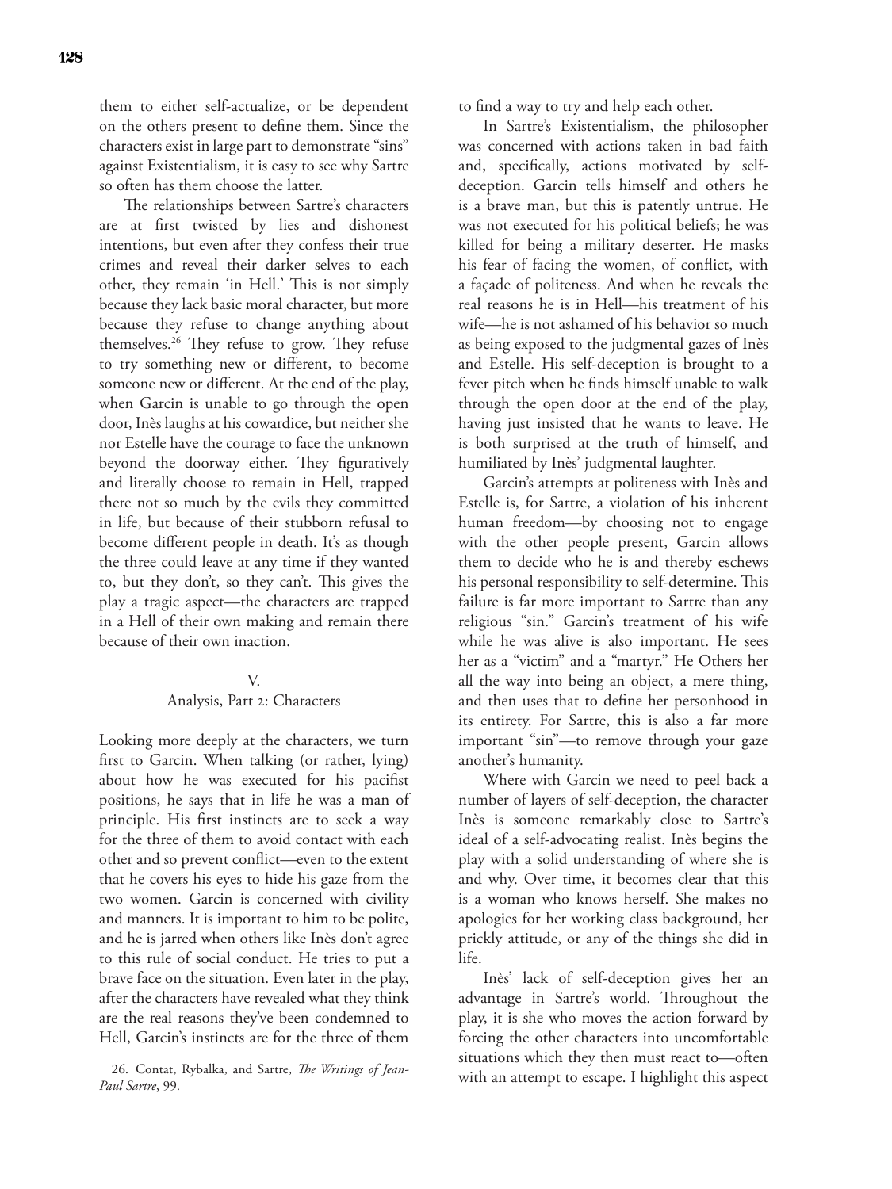them to either self-actualize, or be dependent on the others present to define them. Since the characters exist in large part to demonstrate "sins" against Existentialism, it is easy to see why Sartre so often has them choose the latter.

The relationships between Sartre's characters are at first twisted by lies and dishonest intentions, but even after they confess their true crimes and reveal their darker selves to each other, they remain 'in Hell.' This is not simply because they lack basic moral character, but more because they refuse to change anything about themselves.[26] They refuse to grow. They refuse to try something new or different, to become someone new or different. At the end of the play, when Garcin is unable to go through the open door, Inès laughs at his cowardice, but neither she nor Estelle have the courage to face the unknown beyond the doorway either. They figuratively and literally choose to remain in Hell, trapped there not so much by the evils they committed in life, but because of their stubborn refusal to become different people in death. It's as though the three could leave at any time if they wanted to, but they don't, so they can't. This gives the play a tragic aspect—the characters are trapped in a Hell of their own making and remain there because of their own inaction.

## V.
## Analysis, Part 2: Characters

Looking more deeply at the characters, we turn first to Garcin. When talking (or rather, lying) about how he was executed for his pacifist positions, he says that in life he was a man of principle. His first instincts are to seek a way for the three of them to avoid contact with each other and so prevent conflict—even to the extent that he covers his eyes to hide his gaze from the two women. Garcin is concerned with civility and manners. It is important to him to be polite, and he is jarred when others like Inès don't agree to this rule of social conduct. He tries to put a brave face on the situation. Even later in the play, after the characters have revealed what they think are the real reasons they've been condemned to Hell, Garcin's instincts are for the three of them to find a way to try and help each other.

In Sartre's Existentialism, the philosopher was concerned with actions taken in bad faith and, specifically, actions motivated by self-deception. Garcin tells himself and others he is a brave man, but this is patently untrue. He was not executed for his political beliefs; he was killed for being a military deserter. He masks his fear of facing the women, of conflict, with a façade of politeness. And when he reveals the real reasons he is in Hell—his treatment of his wife—he is not ashamed of his behavior so much as being exposed to the judgmental gazes of Inès and Estelle. His self-deception is brought to a fever pitch when he finds himself unable to walk through the open door at the end of the play, having just insisted that he wants to leave. He is both surprised at the truth of himself, and humiliated by Inès' judgmental laughter.

Garcin's attempts at politeness with Inès and Estelle is, for Sartre, a violation of his inherent human freedom—by choosing not to engage with the other people present, Garcin allows them to decide who he is and thereby eschews his personal responsibility to self-determine. This failure is far more important to Sartre than any religious "sin." Garcin's treatment of his wife while he was alive is also important. He sees her as a "victim" and a "martyr." He Others her all the way into being an object, a mere thing, and then uses that to define her personhood in its entirety. For Sartre, this is also a far more important "sin"—to remove through your gaze another's humanity.

Where with Garcin we need to peel back a number of layers of self-deception, the character Inès is someone remarkably close to Sartre's ideal of a self-advocating realist. Inès begins the play with a solid understanding of where she is and why. Over time, it becomes clear that this is a woman who knows herself. She makes no apologies for her working class background, her prickly attitude, or any of the things she did in life.

Inès' lack of self-deception gives her an advantage in Sartre's world. Throughout the play, it is she who moves the action forward by forcing the other characters into uncomfortable situations which they then must react to—often with an attempt to escape. I highlight this aspect

---

26. Contat, Rybalka, and Sartre, *The Writings of Jean-Paul Sartre*, 99.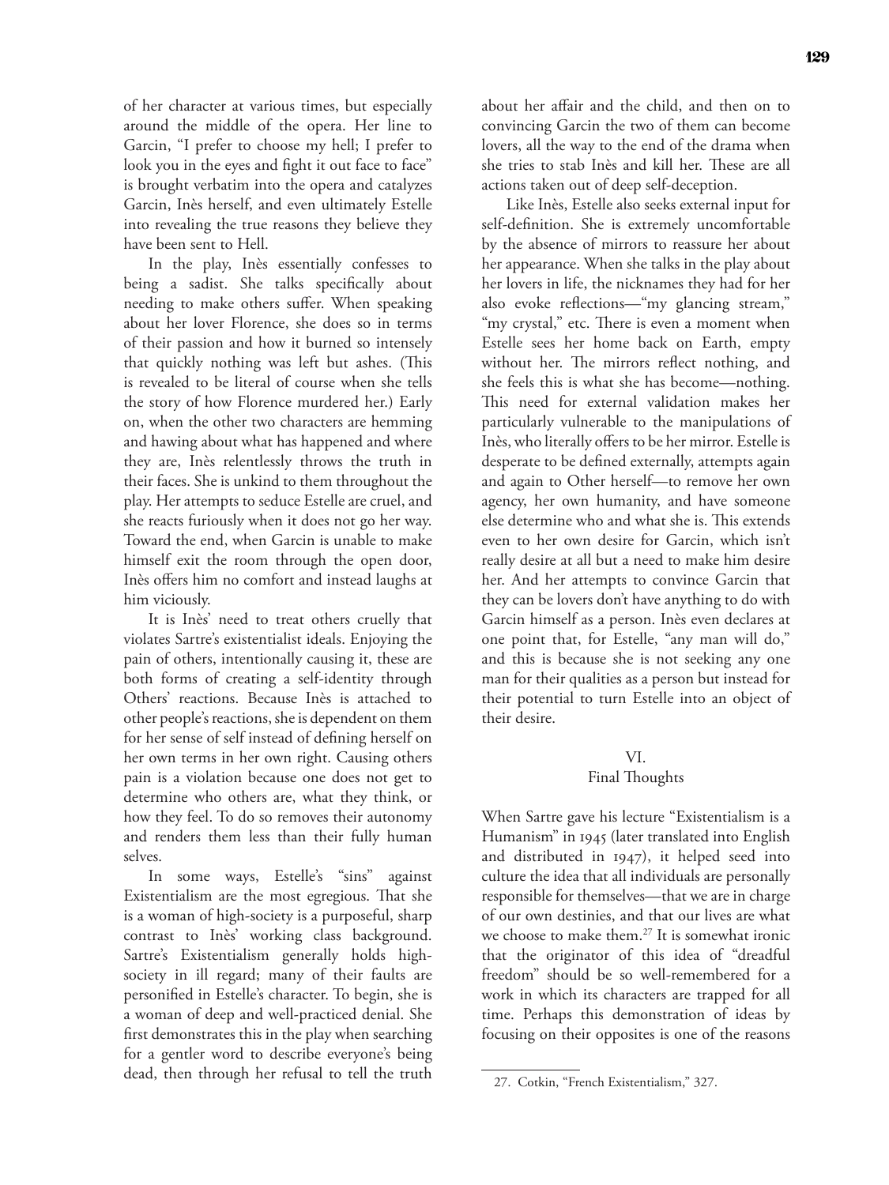of her character at various times, but especially around the middle of the opera. Her line to Garcin, "I prefer to choose my hell; I prefer to look you in the eyes and fight it out face to face" is brought verbatim into the opera and catalyzes Garcin, Inès herself, and even ultimately Estelle into revealing the true reasons they believe they have been sent to Hell.

In the play, Inès essentially confesses to being a sadist. She talks specifically about needing to make others suffer. When speaking about her lover Florence, she does so in terms of their passion and how it burned so intensely that quickly nothing was left but ashes. (This is revealed to be literal of course when she tells the story of how Florence murdered her.) Early on, when the other two characters are hemming and hawing about what has happened and where they are, Inès relentlessly throws the truth in their faces. She is unkind to them throughout the play. Her attempts to seduce Estelle are cruel, and she reacts furiously when it does not go her way. Toward the end, when Garcin is unable to make himself exit the room through the open door, Inès offers him no comfort and instead laughs at him viciously.

It is Inès' need to treat others cruelly that violates Sartre's existentialist ideals. Enjoying the pain of others, intentionally causing it, these are both forms of creating a self-identity through Others' reactions. Because Inès is attached to other people's reactions, she is dependent on them for her sense of self instead of defining herself on her own terms in her own right. Causing others pain is a violation because one does not get to determine who others are, what they think, or how they feel. To do so removes their autonomy and renders them less than their fully human selves.

In some ways, Estelle's "sins" against Existentialism are the most egregious. That she is a woman of high-society is a purposeful, sharp contrast to Inès' working class background. Sartre's Existentialism generally holds high-society in ill regard; many of their faults are personified in Estelle's character. To begin, she is a woman of deep and well-practiced denial. She first demonstrates this in the play when searching for a gentler word to describe everyone's being dead, then through her refusal to tell the truth about her affair and the child, and then on to convincing Garcin the two of them can become lovers, all the way to the end of the drama when she tries to stab Inès and kill her. These are all actions taken out of deep self-deception.

Like Inès, Estelle also seeks external input for self-definition. She is extremely uncomfortable by the absence of mirrors to reassure her about her appearance. When she talks in the play about her lovers in life, the nicknames they had for her also evoke reflections—"my glancing stream," "my crystal," etc. There is even a moment when Estelle sees her home back on Earth, empty without her. The mirrors reflect nothing, and she feels this is what she has become—nothing. This need for external validation makes her particularly vulnerable to the manipulations of Inès, who literally offers to be her mirror. Estelle is desperate to be defined externally, attempts again and again to Other herself—to remove her own agency, her own humanity, and have someone else determine who and what she is. This extends even to her own desire for Garcin, which isn't really desire at all but a need to make him desire her. And her attempts to convince Garcin that they can be lovers don't have anything to do with Garcin himself as a person. Inès even declares at one point that, for Estelle, "any man will do," and this is because she is not seeking any one man for their qualities as a person but instead for their potential to turn Estelle into an object of their desire.

## VI.
## Final Thoughts

When Sartre gave his lecture "Existentialism is a Humanism" in 1945 (later translated into English and distributed in 1947), it helped seed into culture the idea that all individuals are personally responsible for themselves—that we are in charge of our own destinies, and that our lives are what we choose to make them.[27] It is somewhat ironic that the originator of this idea of "dreadful freedom" should be so well-remembered for a work in which its characters are trapped for all time. Perhaps this demonstration of ideas by focusing on their opposites is one of the reasons

27. Cotkin, "French Existentialism," 327.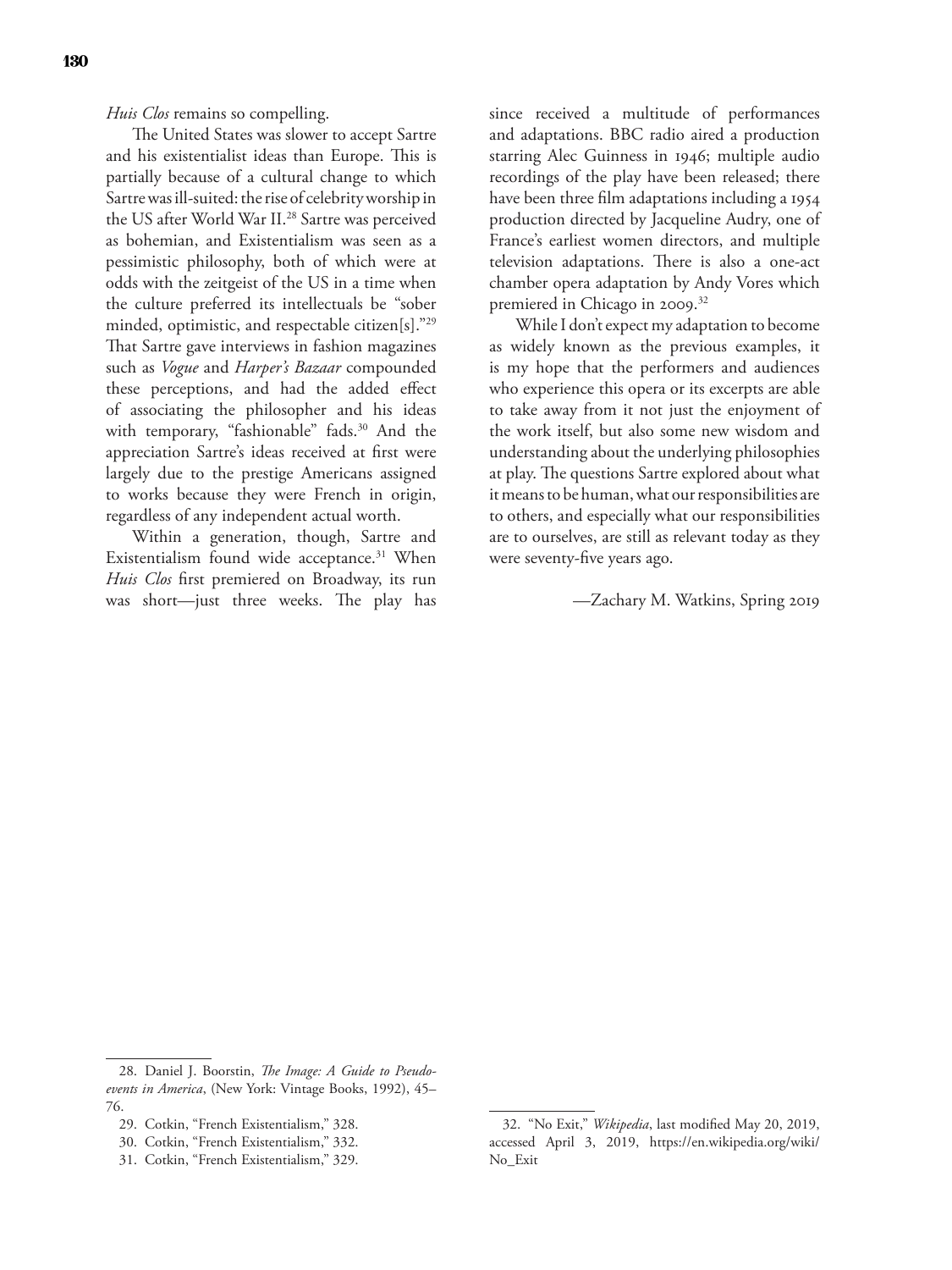*Huis Clos* remains so compelling.

The United States was slower to accept Sartre and his existentialist ideas than Europe. This is partially because of a cultural change to which Sartre was ill-suited: the rise of celebrity worship in the US after World War II.[28] Sartre was perceived as bohemian, and Existentialism was seen as a pessimistic philosophy, both of which were at odds with the zeitgeist of the US in a time when the culture preferred its intellectuals be "sober minded, optimistic, and respectable citizen[s]."[29] That Sartre gave interviews in fashion magazines such as *Vogue* and *Harper's Bazaar* compounded these perceptions, and had the added effect of associating the philosopher and his ideas with temporary, "fashionable" fads.[30] And the appreciation Sartre's ideas received at first were largely due to the prestige Americans assigned to works because they were French in origin, regardless of any independent actual worth.

Within a generation, though, Sartre and Existentialism found wide acceptance.[31] When *Huis Clos* first premiered on Broadway, its run was short—just three weeks. The play has since received a multitude of performances and adaptations. BBC radio aired a production starring Alec Guinness in 1946; multiple audio recordings of the play have been released; there have been three film adaptations including a 1954 production directed by Jacqueline Audry, one of France's earliest women directors, and multiple television adaptations. There is also a one-act chamber opera adaptation by Andy Vores which premiered in Chicago in 2009.[32]

While I don't expect my adaptation to become as widely known as the previous examples, it is my hope that the performers and audiences who experience this opera or its excerpts are able to take away from it not just the enjoyment of the work itself, but also some new wisdom and understanding about the underlying philosophies at play. The questions Sartre explored about what it means to be human, what our responsibilities are to others, and especially what our responsibilities are to ourselves, are still as relevant today as they were seventy-five years ago.

—Zachary M. Watkins, Spring 2019

---

28. Daniel J. Boorstin, *The Image: A Guide to Pseudo-events in America*, (New York: Vintage Books, 1992), 45–76.

29. Cotkin, "French Existentialism," 328.

30. Cotkin, "French Existentialism," 332.

31. Cotkin, "French Existentialism," 329.

32. "No Exit," *Wikipedia*, last modified May 20, 2019, accessed April 3, 2019, https://en.wikipedia.org/wiki/No_Exit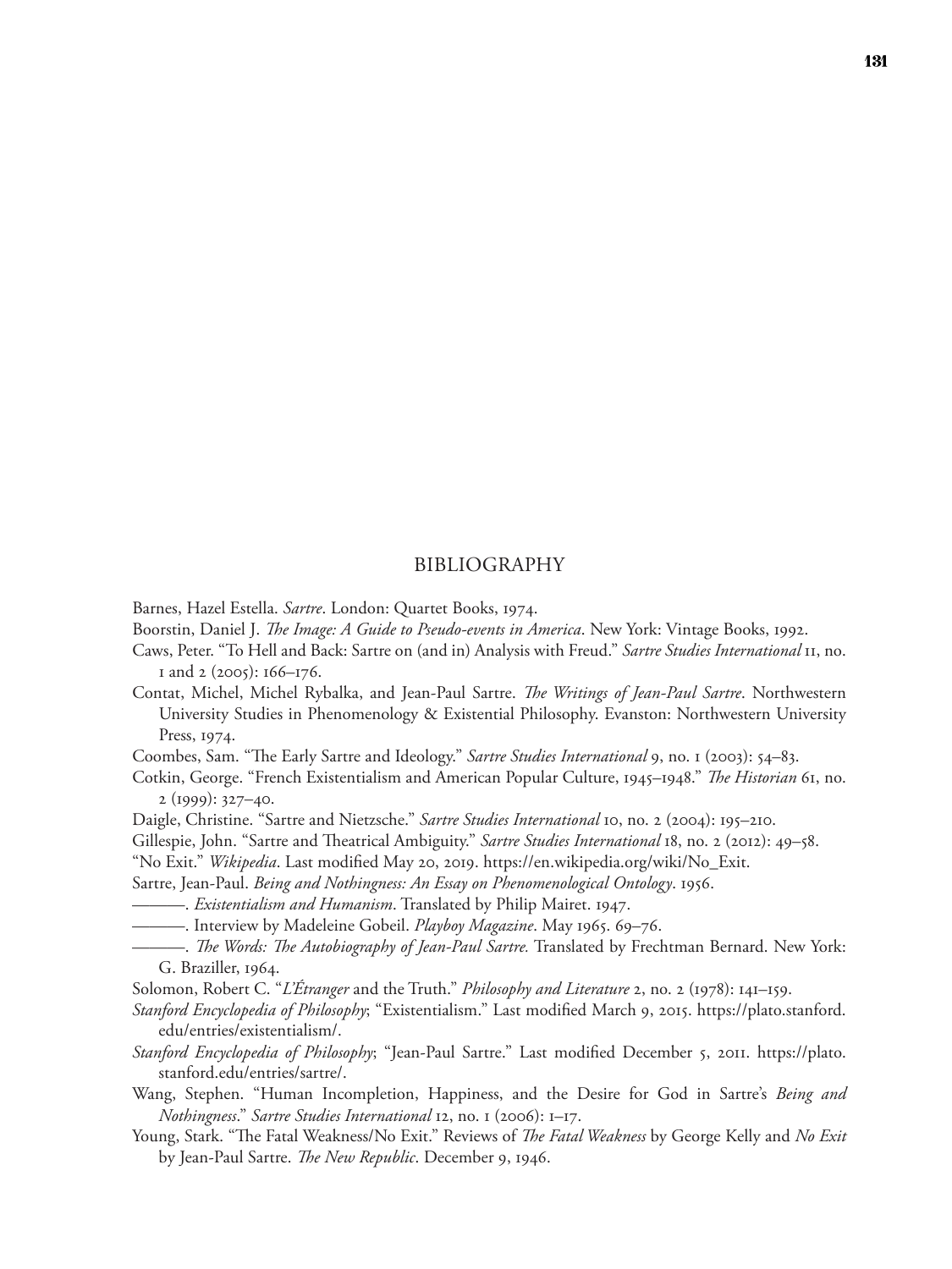# BIBLIOGRAPHY

Barnes, Hazel Estella. *Sartre*. London: Quartet Books, 1974.

Boorstin, Daniel J. *The Image: A Guide to Pseudo-events in America*. New York: Vintage Books, 1992.

Caws, Peter. "To Hell and Back: Sartre on (and in) Analysis with Freud." *Sartre Studies International* 11, no. 1 and 2 (2005): 166–176.

Contat, Michel, Michel Rybalka, and Jean-Paul Sartre. *The Writings of Jean-Paul Sartre*. Northwestern University Studies in Phenomenology & Existential Philosophy. Evanston: Northwestern University Press, 1974.

Coombes, Sam. "The Early Sartre and Ideology." *Sartre Studies International* 9, no. 1 (2003): 54–83.

Cotkin, George. "French Existentialism and American Popular Culture, 1945–1948." *The Historian* 61, no. 2 (1999): 327–40.

Daigle, Christine. "Sartre and Nietzsche." *Sartre Studies International* 10, no. 2 (2004): 195–210.

Gillespie, John. "Sartre and Theatrical Ambiguity." *Sartre Studies International* 18, no. 2 (2012): 49–58.

"No Exit." *Wikipedia*. Last modified May 20, 2019. https://en.wikipedia.org/wiki/No_Exit.

Sartre, Jean-Paul. *Being and Nothingness: An Essay on Phenomenological Ontology*. 1956.

———. *Existentialism and Humanism*. Translated by Philip Mairet. 1947.

———. Interview by Madeleine Gobeil. *Playboy Magazine*. May 1965. 69–76.

———. *The Words: The Autobiography of Jean-Paul Sartre.* Translated by Frechtman Bernard. New York: G. Braziller, 1964.

Solomon, Robert C. "*L'Étranger* and the Truth." *Philosophy and Literature* 2, no. 2 (1978): 141–159.

*Stanford Encyclopedia of Philosophy*; "Existentialism." Last modified March 9, 2015. https://plato.stanford.edu/entries/existentialism/.

*Stanford Encyclopedia of Philosophy*; "Jean-Paul Sartre." Last modified December 5, 2011. https://plato.stanford.edu/entries/sartre/.

Wang, Stephen. "Human Incompletion, Happiness, and the Desire for God in Sartre's *Being and Nothingness*." *Sartre Studies International* 12, no. 1 (2006): 1–17.

Young, Stark. "The Fatal Weakness/No Exit." Reviews of *The Fatal Weakness* by George Kelly and *No Exit* by Jean-Paul Sartre. *The New Republic*. December 9, 1946.